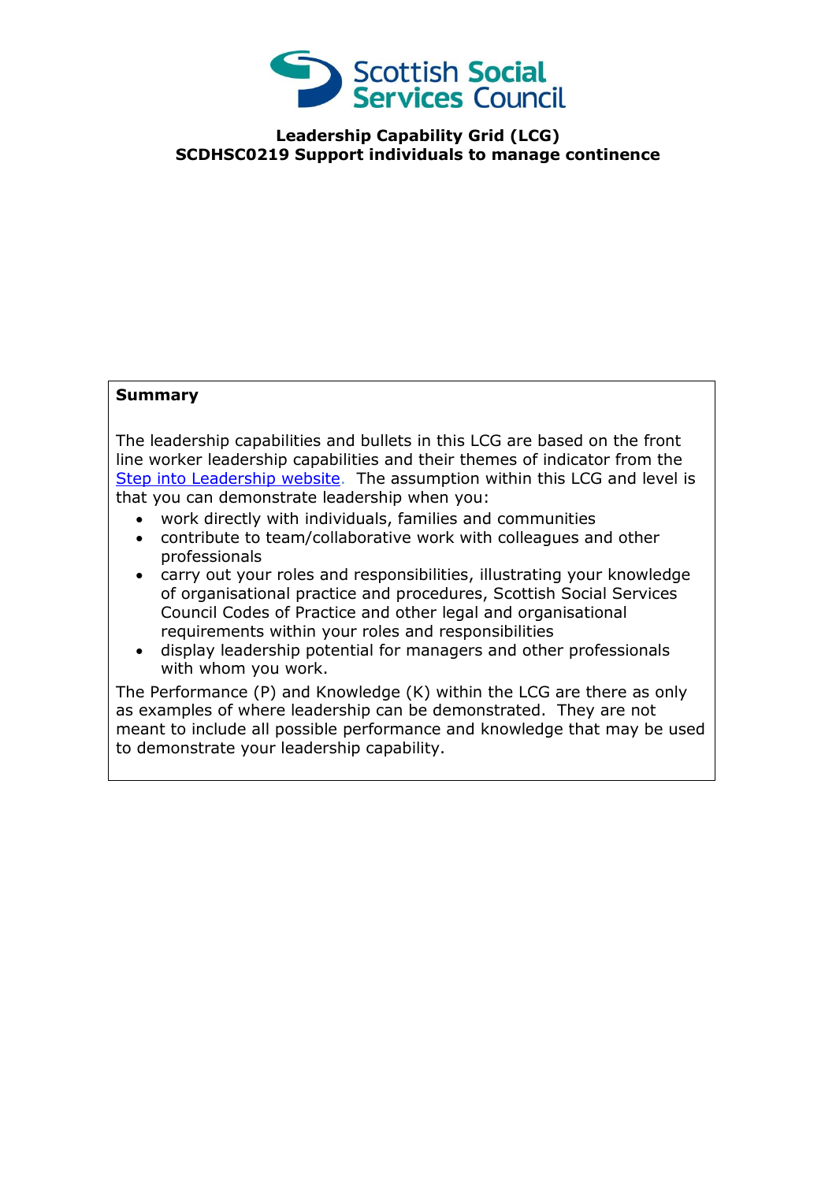Scottish Social Services Council

# Leadership Capability Grid (LCG)
# SCDHSC0219 Support individuals to manage continence

**Summary**

The leadership capabilities and bullets in this LCG are based on the front line worker leadership capabilities and their themes of indicator from the [Step into Leadership website](). The assumption within this LCG and level is that you can demonstrate leadership when you:

- work directly with individuals, families and communities
- contribute to team/collaborative work with colleagues and other professionals
- carry out your roles and responsibilities, illustrating your knowledge of organisational practice and procedures, Scottish Social Services Council Codes of Practice and other legal and organisational requirements within your roles and responsibilities
- display leadership potential for managers and other professionals with whom you work.

The Performance (P) and Knowledge (K) within the LCG are there as only as examples of where leadership can be demonstrated. They are not meant to include all possible performance and knowledge that may be used to demonstrate your leadership capability.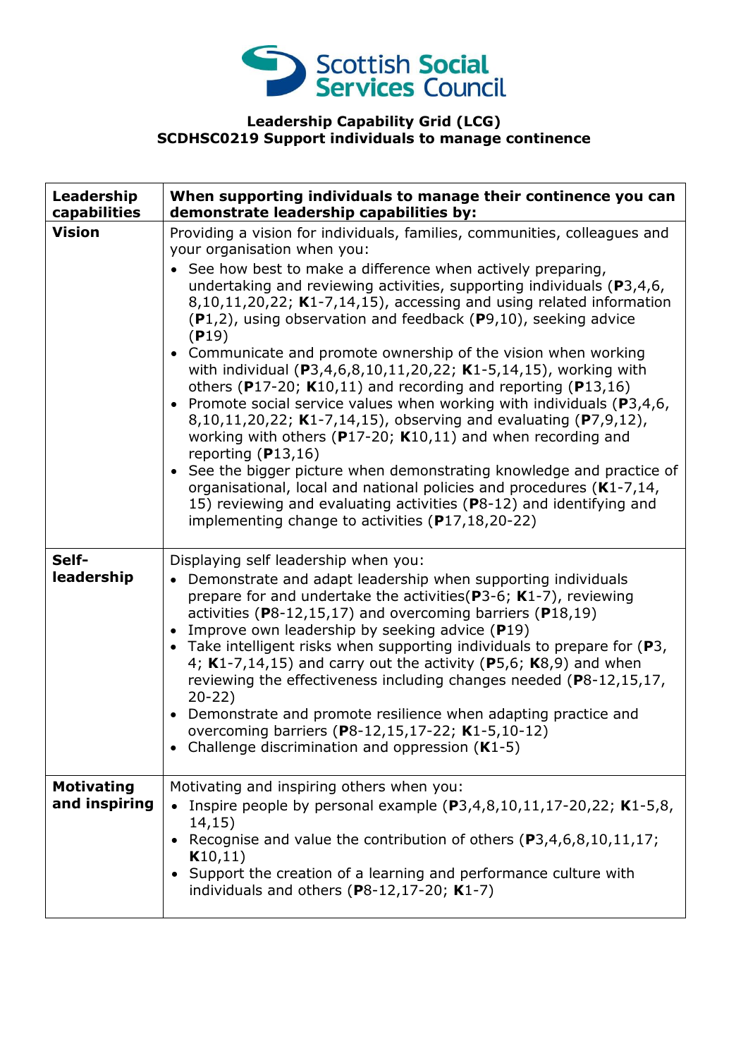**Leadership Capability Grid (LCG)**
**SCDHSC0219 Support individuals to manage continence**

| Leadership capabilities | When supporting individuals to manage their continence you can demonstrate leadership capabilities by: |
|---|---|
| **Vision** | Providing a vision for individuals, families, communities, colleagues and your organisation when you:<br>• See how best to make a difference when actively preparing, undertaking and reviewing activities, supporting individuals (**P**3,4,6, 8,10,11,20,22; **K**1-7,14,15), accessing and using related information (**P**1,2), using observation and feedback (**P**9,10), seeking advice (**P**19)<br>• Communicate and promote ownership of the vision when working with individual (**P**3,4,6,8,10,11,20,22; **K**1-5,14,15), working with others (**P**17-20; **K**10,11) and recording and reporting (**P**13,16)<br>• Promote social service values when working with individuals (**P**3,4,6, 8,10,11,20,22; **K**1-7,14,15), observing and evaluating (**P**7,9,12), working with others (**P**17-20; **K**10,11) and when recording and reporting (**P**13,16)<br>• See the bigger picture when demonstrating knowledge and practice of organisational, local and national policies and procedures (**K**1-7,14, 15) reviewing and evaluating activities (**P**8-12) and identifying and implementing change to activities (**P**17,18,20-22) |
| **Self-leadership** | Displaying self leadership when you:<br>• Demonstrate and adapt leadership when supporting individuals prepare for and undertake the activities(**P**3-6; **K**1-7), reviewing activities (**P**8-12,15,17) and overcoming barriers (**P**18,19)<br>• Improve own leadership by seeking advice (**P**19)<br>• Take intelligent risks when supporting individuals to prepare for (**P**3, 4; **K**1-7,14,15) and carry out the activity (**P**5,6; **K**8,9) and when reviewing the effectiveness including changes needed (**P**8-12,15,17, 20-22)<br>• Demonstrate and promote resilience when adapting practice and overcoming barriers (**P**8-12,15,17-22; **K**1-5,10-12)<br>• Challenge discrimination and oppression (**K**1-5) |
| **Motivating and inspiring** | Motivating and inspiring others when you:<br>• Inspire people by personal example (**P**3,4,8,10,11,17-20,22; **K**1-5,8, 14,15)<br>• Recognise and value the contribution of others (**P**3,4,6,8,10,11,17; **K**10,11)<br>• Support the creation of a learning and performance culture with individuals and others (**P**8-12,17-20; **K**1-7) |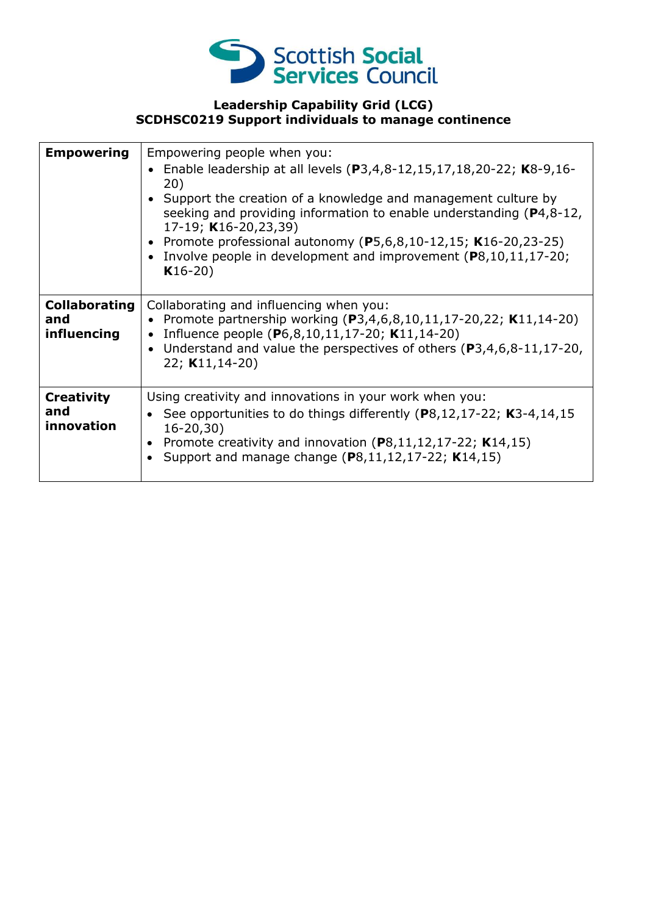Scottish Social Services Council

**Leadership Capability Grid (LCG)**
**SCDHSC0219 Support individuals to manage continence**

| | |
|---|---|
| **Empowering** | Empowering people when you:<br>• Enable leadership at all levels (**P**3,4,8-12,15,17,18,20-22; **K**8-9,16-20)<br>• Support the creation of a knowledge and management culture by seeking and providing information to enable understanding (**P**4,8-12, 17-19; **K**16-20,23,39)<br>• Promote professional autonomy (**P**5,6,8,10-12,15; **K**16-20,23-25)<br>• Involve people in development and improvement (**P**8,10,11,17-20; **K**16-20) |
| **Collaborating and influencing** | Collaborating and influencing when you:<br>• Promote partnership working (**P**3,4,6,8,10,11,17-20,22; **K**11,14-20)<br>• Influence people (**P**6,8,10,11,17-20; **K**11,14-20)<br>• Understand and value the perspectives of others (**P**3,4,6,8-11,17-20, 22; **K**11,14-20) |
| **Creativity and innovation** | Using creativity and innovations in your work when you:<br>• See opportunities to do things differently (**P**8,12,17-22; **K**3-4,14,15 16-20,30)<br>• Promote creativity and innovation (**P**8,11,12,17-22; **K**14,15)<br>• Support and manage change (**P**8,11,12,17-22; **K**14,15) |